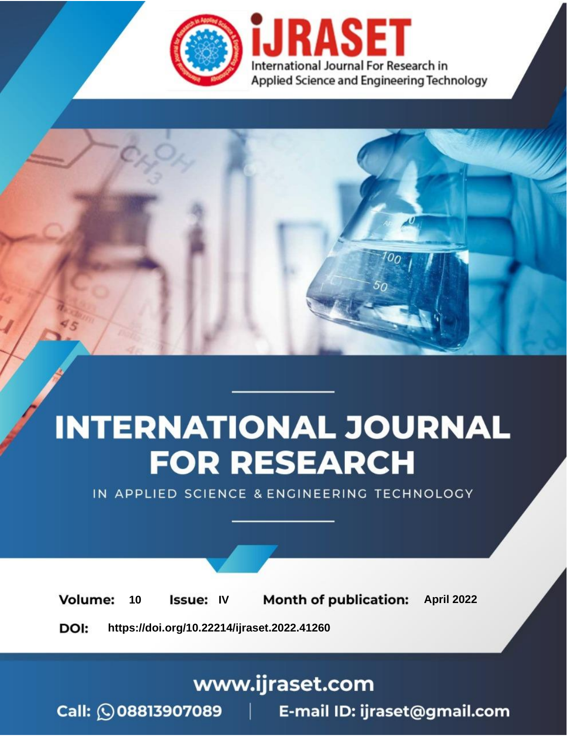# INTERNATIONAL JOURNAL FOR RESEARCH

IN APPLIED SCIENCE & ENGINEERING TECHNOLOGY

**Volume:** 10 **Issue:** IV **Month of publication:** April 2022

**DOI:** https://doi.org/10.22214/ijraset.2022.41260

www.ijraset.com

Call: 08813907089 | E-mail ID: ijraset@gmail.com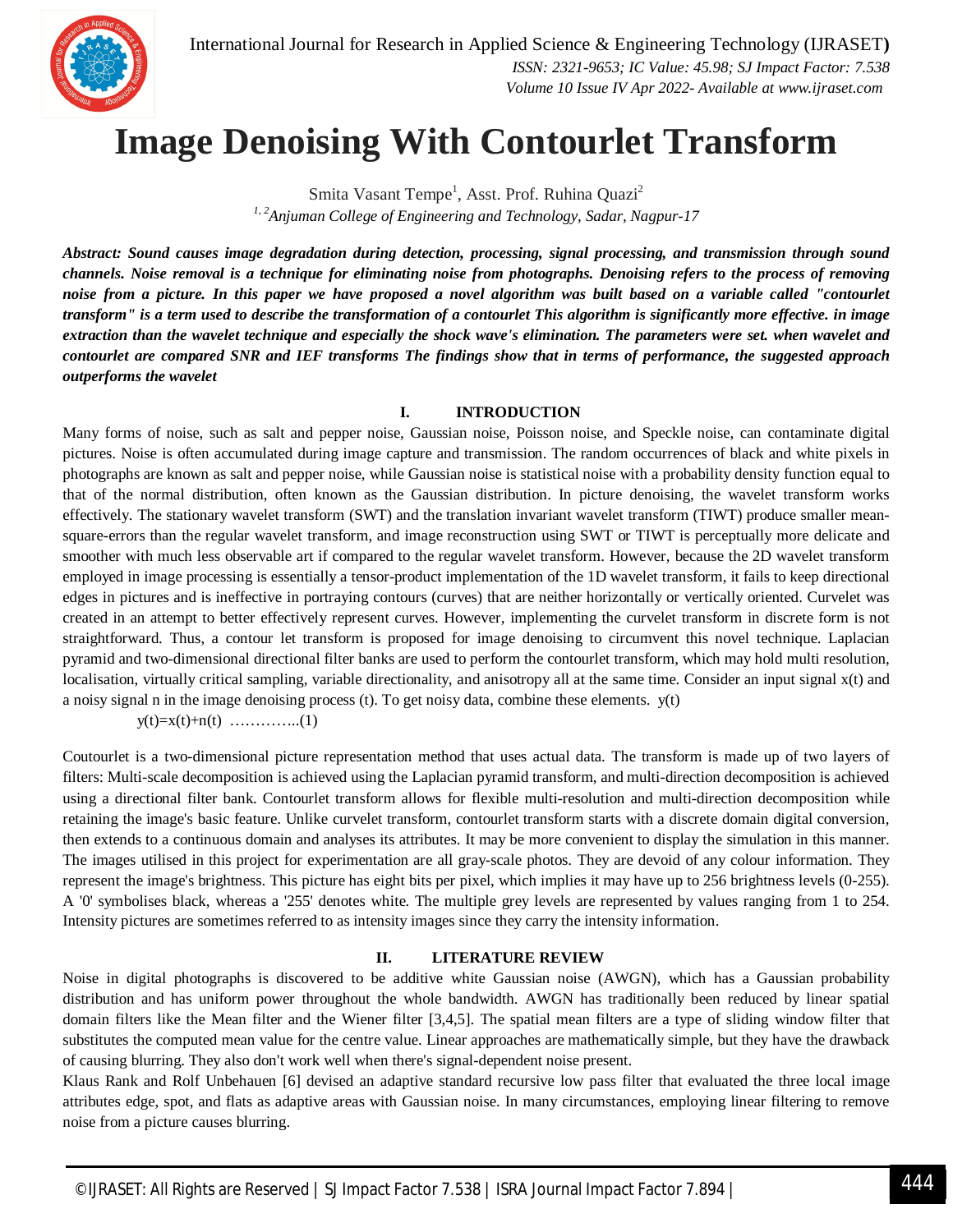# Image Denoising With Contourlet Transform

Smita Vasant Tempe[1], Asst. Prof. Ruhina Quazi[2]

*[1, 2]Anjuman College of Engineering and Technology, Sadar, Nagpur-17*

***Abstract:** Sound causes image degradation during detection, processing, signal processing, and transmission through sound channels. Noise removal is a technique for eliminating noise from photographs. Denoising refers to the process of removing noise from a picture. In this paper we have proposed a novel algorithm was built based on a variable called "contourlet transform" is a term used to describe the transformation of a contourlet This algorithm is significantly more effective. in image extraction than the wavelet technique and especially the shock wave's elimination. The parameters were set. when wavelet and contourlet are compared SNR and IEF transforms The findings show that in terms of performance, the suggested approach outperforms the wavelet*

## I. INTRODUCTION

Many forms of noise, such as salt and pepper noise, Gaussian noise, Poisson noise, and Speckle noise, can contaminate digital pictures. Noise is often accumulated during image capture and transmission. The random occurrences of black and white pixels in photographs are known as salt and pepper noise, while Gaussian noise is statistical noise with a probability density function equal to that of the normal distribution, often known as the Gaussian distribution. In picture denoising, the wavelet transform works effectively. The stationary wavelet transform (SWT) and the translation invariant wavelet transform (TIWT) produce smaller mean-square-errors than the regular wavelet transform, and image reconstruction using SWT or TIWT is perceptually more delicate and smoother with much less observable art if compared to the regular wavelet transform. However, because the 2D wavelet transform employed in image processing is essentially a tensor-product implementation of the 1D wavelet transform, it fails to keep directional edges in pictures and is ineffective in portraying contours (curves) that are neither horizontally or vertically oriented. Curvelet was created in an attempt to better effectively represent curves. However, implementing the curvelet transform in discrete form is not straightforward. Thus, a contour let transform is proposed for image denoising to circumvent this novel technique. Laplacian pyramid and two-dimensional directional filter banks are used to perform the contourlet transform, which may hold multi resolution, localisation, virtually critical sampling, variable directionality, and anisotropy all at the same time. Consider an input signal $x(t)$ and a noisy signal n in the image denoising process (t). To get noisy data, combine these elements. $y(t)$

$$y(t)=x(t)+n(t) \quad \ldots\ldots\ldots\ldots..(1)$$

Coutourlet is a two-dimensional picture representation method that uses actual data. The transform is made up of two layers of filters: Multi-scale decomposition is achieved using the Laplacian pyramid transform, and multi-direction decomposition is achieved using a directional filter bank. Contourlet transform allows for flexible multi-resolution and multi-direction decomposition while retaining the image's basic feature. Unlike curvelet transform, contourlet transform starts with a discrete domain digital conversion, then extends to a continuous domain and analyses its attributes. It may be more convenient to display the simulation in this manner. The images utilised in this project for experimentation are all gray-scale photos. They are devoid of any colour information. They represent the image's brightness. This picture has eight bits per pixel, which implies it may have up to 256 brightness levels (0-255). A '0' symbolises black, whereas a '255' denotes white. The multiple grey levels are represented by values ranging from 1 to 254. Intensity pictures are sometimes referred to as intensity images since they carry the intensity information.

## II. LITERATURE REVIEW

Noise in digital photographs is discovered to be additive white Gaussian noise (AWGN), which has a Gaussian probability distribution and has uniform power throughout the whole bandwidth. AWGN has traditionally been reduced by linear spatial domain filters like the Mean filter and the Wiener filter [3,4,5]. The spatial mean filters are a type of sliding window filter that substitutes the computed mean value for the centre value. Linear approaches are mathematically simple, but they have the drawback of causing blurring. They also don't work well when there's signal-dependent noise present.

Klaus Rank and Rolf Unbehauen [6] devised an adaptive standard recursive low pass filter that evaluated the three local image attributes edge, spot, and flats as adaptive areas with Gaussian noise. In many circumstances, employing linear filtering to remove noise from a picture causes blurring.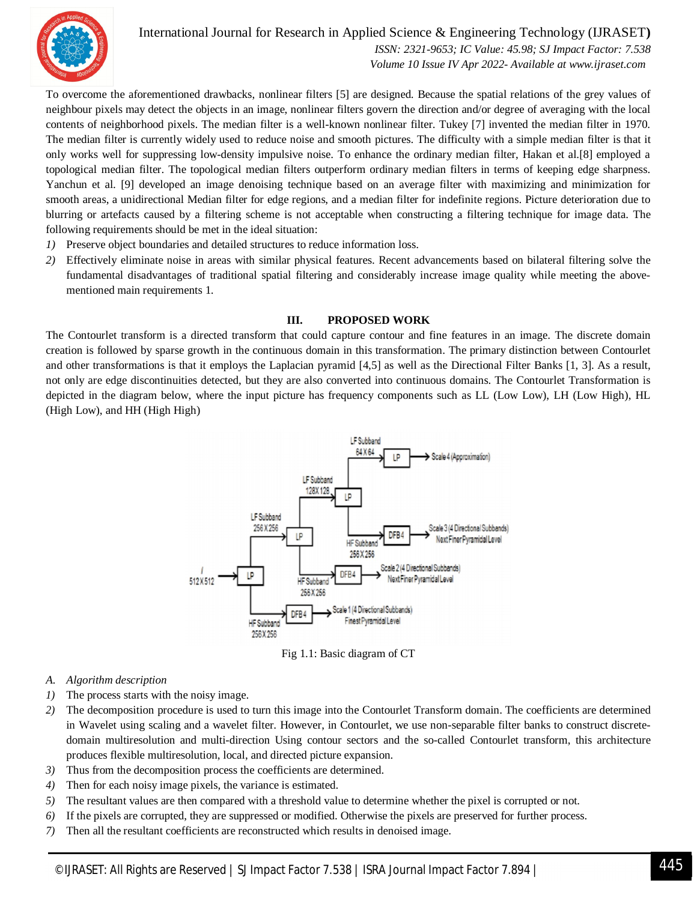To overcome the aforementioned drawbacks, nonlinear filters [5] are designed. Because the spatial relations of the grey values of neighbour pixels may detect the objects in an image, nonlinear filters govern the direction and/or degree of averaging with the local contents of neighborhood pixels. The median filter is a well-known nonlinear filter. Tukey [7] invented the median filter in 1970. The median filter is currently widely used to reduce noise and smooth pictures. The difficulty with a simple median filter is that it only works well for suppressing low-density impulsive noise. To enhance the ordinary median filter, Hakan et al.[8] employed a topological median filter. The topological median filters outperform ordinary median filters in terms of keeping edge sharpness. Yanchun et al. [9] developed an image denoising technique based on an average filter with maximizing and minimization for smooth areas, a unidirectional Median filter for edge regions, and a median filter for indefinite regions. Picture deterioration due to blurring or artefacts caused by a filtering scheme is not acceptable when constructing a filtering technique for image data. The following requirements should be met in the ideal situation:

1) Preserve object boundaries and detailed structures to reduce information loss.
2) Effectively eliminate noise in areas with similar physical features. Recent advancements based on bilateral filtering solve the fundamental disadvantages of traditional spatial filtering and considerably increase image quality while meeting the above-mentioned main requirements 1.

## III. PROPOSED WORK

The Contourlet transform is a directed transform that could capture contour and fine features in an image. The discrete domain creation is followed by sparse growth in the continuous domain in this transformation. The primary distinction between Contourlet and other transformations is that it employs the Laplacian pyramid [4,5] as well as the Directional Filter Banks [1, 3]. As a result, not only are edge discontinuities detected, but they are also converted into continuous domains. The Contourlet Transformation is depicted in the diagram below, where the input picture has frequency components such as LL (Low Low), LH (Low High), HL (High Low), and HH (High High)

Fig 1.1: Basic diagram of CT

### A. Algorithm description

1) The process starts with the noisy image.
2) The decomposition procedure is used to turn this image into the Contourlet Transform domain. The coefficients are determined in Wavelet using scaling and a wavelet filter. However, in Contourlet, we use non-separable filter banks to construct discrete-domain multiresolution and multi-direction Using contour sectors and the so-called Contourlet transform, this architecture produces flexible multiresolution, local, and directed picture expansion.
3) Thus from the decomposition process the coefficients are determined.
4) Then for each noisy image pixels, the variance is estimated.
5) The resultant values are then compared with a threshold value to determine whether the pixel is corrupted or not.
6) If the pixels are corrupted, they are suppressed or modified. Otherwise the pixels are preserved for further process.
7) Then all the resultant coefficients are reconstructed which results in denoised image.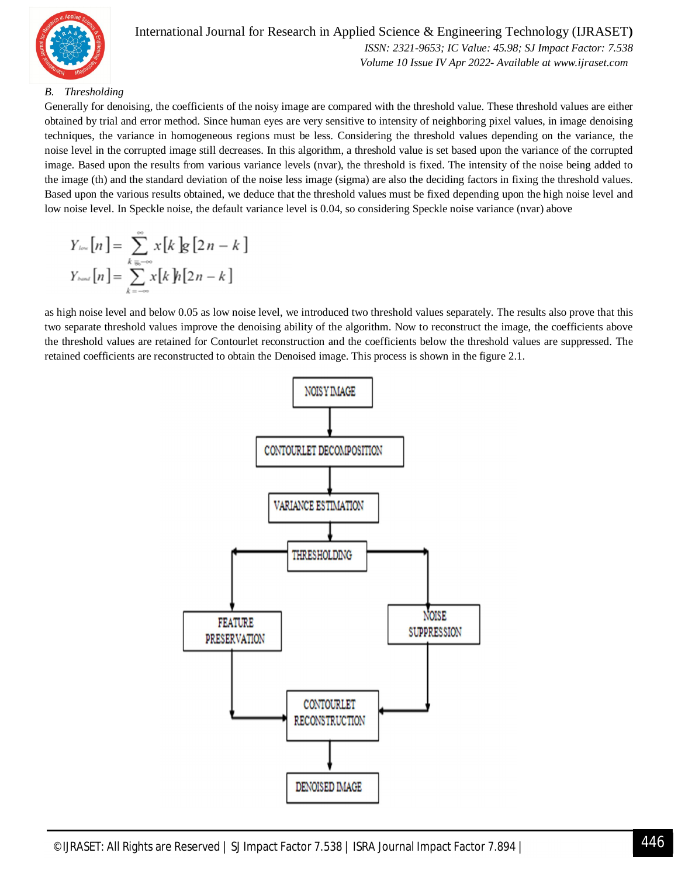### B. *Thresholding*

Generally for denoising, the coefficients of the noisy image are compared with the threshold value. These threshold values are either obtained by trial and error method. Since human eyes are very sensitive to intensity of neighboring pixel values, in image denoising techniques, the variance in homogeneous regions must be less. Considering the threshold values depending on the variance, the noise level in the corrupted image still decreases. In this algorithm, a threshold value is set based upon the variance of the corrupted image. Based upon the results from various variance levels (nvar), the threshold is fixed. The intensity of the noise being added to the image (th) and the standard deviation of the noise less image (sigma) are also the deciding factors in fixing the threshold values. Based upon the various results obtained, we deduce that the threshold values must be fixed depending upon the high noise level and low noise level. In Speckle noise, the default variance level is 0.04, so considering Speckle noise variance (nvar) above

$$Y_{low}[n] = \sum_{k=-\infty}^{\infty} x[k]g[2n-k]$$

$$Y_{band}[n] = \sum_{k=-\infty} x[k]h[2n-k]$$

as high noise level and below 0.05 as low noise level, we introduced two threshold values separately. The results also prove that this two separate threshold values improve the denoising ability of the algorithm. Now to reconstruct the image, the coefficients above the threshold values are retained for Contourlet reconstruction and the coefficients below the threshold values are suppressed. The retained coefficients are reconstructed to obtain the Denoised image. This process is shown in the figure 2.1.

NOISY IMAGE → CONTOURLET DECOMPOSITION → VARIANCE ESTIMATION → THRESHOLDING → FEATURE PRESERVATION / NOISE SUPPRESSION → CONTOURLET RECONSTRUCTION → DENOISED IMAGE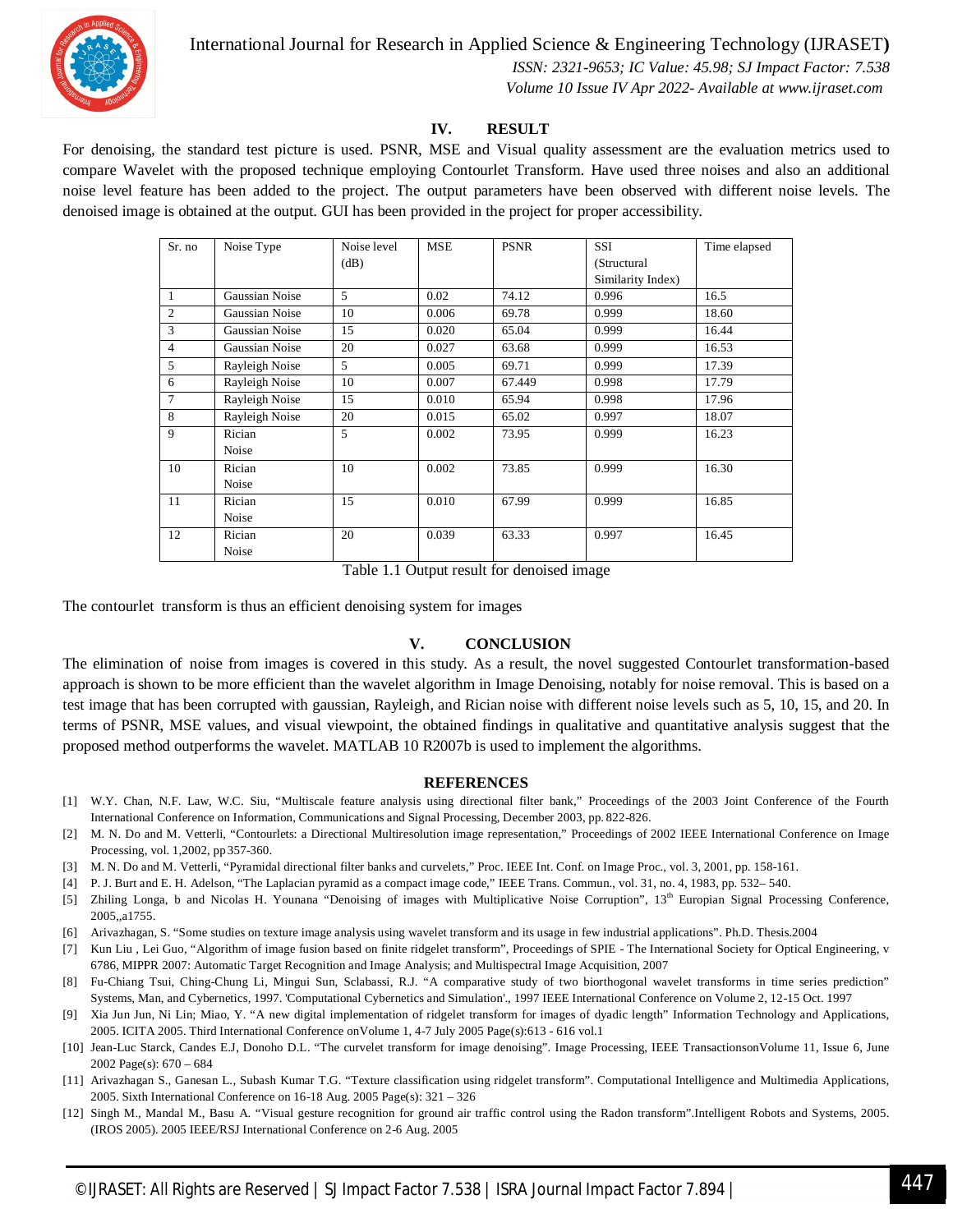## IV. RESULT

For denoising, the standard test picture is used. PSNR, MSE and Visual quality assessment are the evaluation metrics used to compare Wavelet with the proposed technique employing Contourlet Transform. Have used three noises and also an additional noise level feature has been added to the project. The output parameters have been observed with different noise levels. The denoised image is obtained at the output. GUI has been provided in the project for proper accessibility.

| Sr. no | Noise Type | Noise level (dB) | MSE | PSNR | SSI (Structural Similarity Index) | Time elapsed |
|---|---|---|---|---|---|---|
| 1 | Gaussian Noise | 5 | 0.02 | 74.12 | 0.996 | 16.5 |
| 2 | Gaussian Noise | 10 | 0.006 | 69.78 | 0.999 | 18.60 |
| 3 | Gaussian Noise | 15 | 0.020 | 65.04 | 0.999 | 16.44 |
| 4 | Gaussian Noise | 20 | 0.027 | 63.68 | 0.999 | 16.53 |
| 5 | Rayleigh Noise | 5 | 0.005 | 69.71 | 0.999 | 17.39 |
| 6 | Rayleigh Noise | 10 | 0.007 | 67.449 | 0.998 | 17.79 |
| 7 | Rayleigh Noise | 15 | 0.010 | 65.94 | 0.998 | 17.96 |
| 8 | Rayleigh Noise | 20 | 0.015 | 65.02 | 0.997 | 18.07 |
| 9 | Rician Noise | 5 | 0.002 | 73.95 | 0.999 | 16.23 |
| 10 | Rician Noise | 10 | 0.002 | 73.85 | 0.999 | 16.30 |
| 11 | Rician Noise | 15 | 0.010 | 67.99 | 0.999 | 16.85 |
| 12 | Rician Noise | 20 | 0.039 | 63.33 | 0.997 | 16.45 |

Table 1.1 Output result for denoised image

The contourlet transform is thus an efficient denoising system for images

## V. CONCLUSION

The elimination of noise from images is covered in this study. As a result, the novel suggested Contourlet transformation-based approach is shown to be more efficient than the wavelet algorithm in Image Denoising, notably for noise removal. This is based on a test image that has been corrupted with gaussian, Rayleigh, and Rician noise with different noise levels such as 5, 10, 15, and 20. In terms of PSNR, MSE values, and visual viewpoint, the obtained findings in qualitative and quantitative analysis suggest that the proposed method outperforms the wavelet. MATLAB 10 R2007b is used to implement the algorithms.

## REFERENCES

[1] W.Y. Chan, N.F. Law, W.C. Siu, "Multiscale feature analysis using directional filter bank," Proceedings of the 2003 Joint Conference of the Fourth International Conference on Information, Communications and Signal Processing, December 2003, pp. 822-826.

[2] M. N. Do and M. Vetterli, "Contourlets: a Directional Multiresolution image representation," Proceedings of 2002 IEEE International Conference on Image Processing, vol. 1,2002, pp 357-360.

[3] M. N. Do and M. Vetterli, "Pyramidal directional filter banks and curvelets," Proc. IEEE Int. Conf. on Image Proc., vol. 3, 2001, pp. 158-161.

[4] P. J. Burt and E. H. Adelson, "The Laplacian pyramid as a compact image code," IEEE Trans. Commun., vol. 31, no. 4, 1983, pp. 532– 540.

[5] Zhiling Longa, b and Nicolas H. Younana "Denoising of images with Multiplicative Noise Corruption", 13th Europian Signal Processing Conference, 2005,,a1755.

[6] Arivazhagan, S. "Some studies on texture image analysis using wavelet transform and its usage in few industrial applications". Ph.D. Thesis.2004

[7] Kun Liu , Lei Guo, "Algorithm of image fusion based on finite ridgelet transform", Proceedings of SPIE - The International Society for Optical Engineering, v 6786, MIPPR 2007: Automatic Target Recognition and Image Analysis; and Multispectral Image Acquisition, 2007

[8] Fu-Chiang Tsui, Ching-Chung Li, Mingui Sun, Sclabassi, R.J. "A comparative study of two biorthogonal wavelet transforms in time series prediction" Systems, Man, and Cybernetics, 1997. 'Computational Cybernetics and Simulation'., 1997 IEEE International Conference on Volume 2, 12-15 Oct. 1997

[9] Xia Jun Jun, Ni Lin; Miao, Y. "A new digital implementation of ridgelet transform for images of dyadic length" Information Technology and Applications, 2005. ICITA 2005. Third International Conference onVolume 1, 4-7 July 2005 Page(s):613 - 616 vol.1

[10] Jean-Luc Starck, Candes E.J, Donoho D.L. "The curvelet transform for image denoising". Image Processing, IEEE TransactionsonVolume 11, Issue 6, June 2002 Page(s): 670 – 684

[11] Arivazhagan S., Ganesan L., Subash Kumar T.G. "Texture classification using ridgelet transform". Computational Intelligence and Multimedia Applications, 2005. Sixth International Conference on 16-18 Aug. 2005 Page(s): 321 – 326

[12] Singh M., Mandal M., Basu A. "Visual gesture recognition for ground air traffic control using the Radon transform".Intelligent Robots and Systems, 2005. (IROS 2005). 2005 IEEE/RSJ International Conference on 2-6 Aug. 2005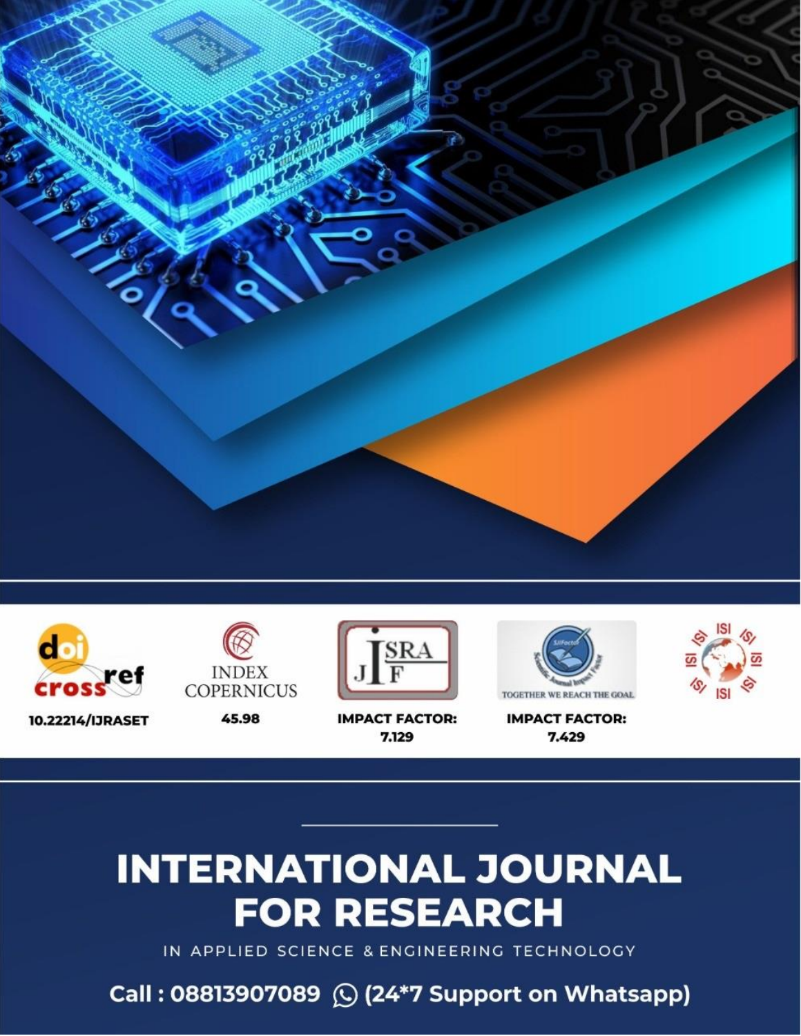10.22214/IJRASET

INDEX COPERNICUS

45.98

IMPACT FACTOR: 7.129

IMPACT FACTOR: 7.429

# INTERNATIONAL JOURNAL FOR RESEARCH

IN APPLIED SCIENCE & ENGINEERING TECHNOLOGY

Call : 08813907089 (24*7 Support on Whatsapp)